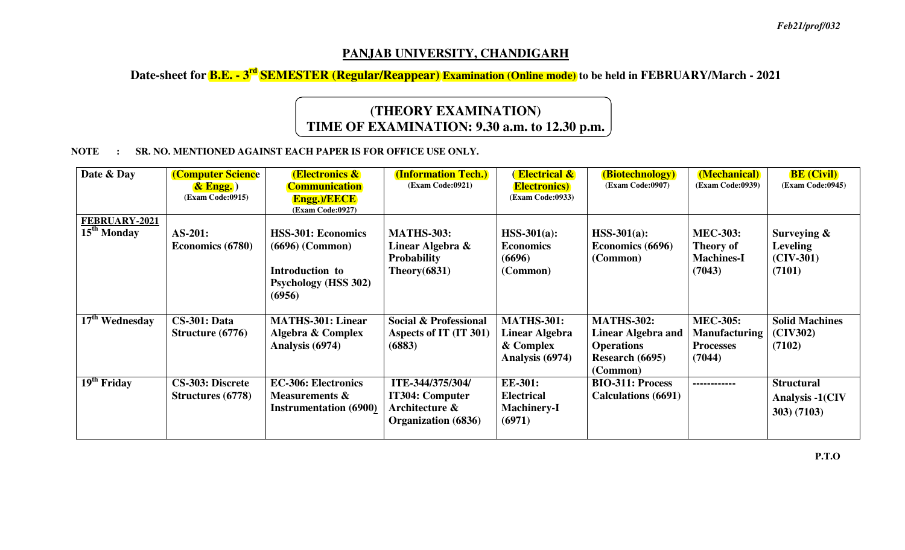*Feb21/prof/032*

## PANJAB UNIVERSITY, CHANDIGARH

### Date-sheet for B.E. - 3rd SEMESTER (Regular/Reappear) Examination (Online mode) to be held in FEBRUARY/March - 2021

**(THEORY EXAMINATION)**
**TIME OF EXAMINATION: 9.30 a.m. to 12.30 p.m.**

**NOTE : SR. NO. MENTIONED AGAINST EACH PAPER IS FOR OFFICE USE ONLY.**

| Date & Day | (Computer Science & Engg. ) (Exam Code:0915) | (Electronics & Communication Engg.)/EECE (Exam Code:0927) | (Information Tech.) (Exam Code:0921) | ( Electrical & Electronics) (Exam Code:0933) | (Biotechnology) (Exam Code:0907) | (Mechanical) (Exam Code:0939) | BE (Civil) (Exam Code:0945) |
|---|---|---|---|---|---|---|---|
| **FEBRUARY-2021** 15th Monday | **AS-201: Economics (6780)** | **HSS-301: Economics (6696) (Common)** **Introduction to Psychology (HSS 302) (6956)** | **MATHS-303: Linear Algebra & Probability Theory(6831)** | **HSS-301(a): Economics (6696) (Common)** | **HSS-301(a): Economics (6696) (Common)** | **MEC-303: Theory of Machines-I (7043)** | **Surveying & Leveling (CIV-301) (7101)** |
| 17th Wednesday | **CS-301: Data Structure (6776)** | **MATHS-301: Linear Algebra & Complex Analysis (6974)** | **Social & Professional Aspects of IT (IT 301) (6883)** | **MATHS-301: Linear Algebra & Complex Analysis (6974)** | **MATHS-302: Linear Algebra and Operations Research (6695) (Common)** | **MEC-305: Manufacturing Processes (7044)** | **Solid Machines (CIV302) (7102)** |
| 19th Friday | **CS-303: Discrete Structures (6778)** | **EC-306: Electronics Measurements & Instrumentation (6900)** | **ITE-344/375/304/ IT304: Computer Architecture & Organization (6836)** | **EE-301: Electrical Machinery-I (6971)** | **BIO-311: Process Calculations (6691)** | ------------ | **Structural Analysis -1(CIV 303) (7103)** |

**P.T.O**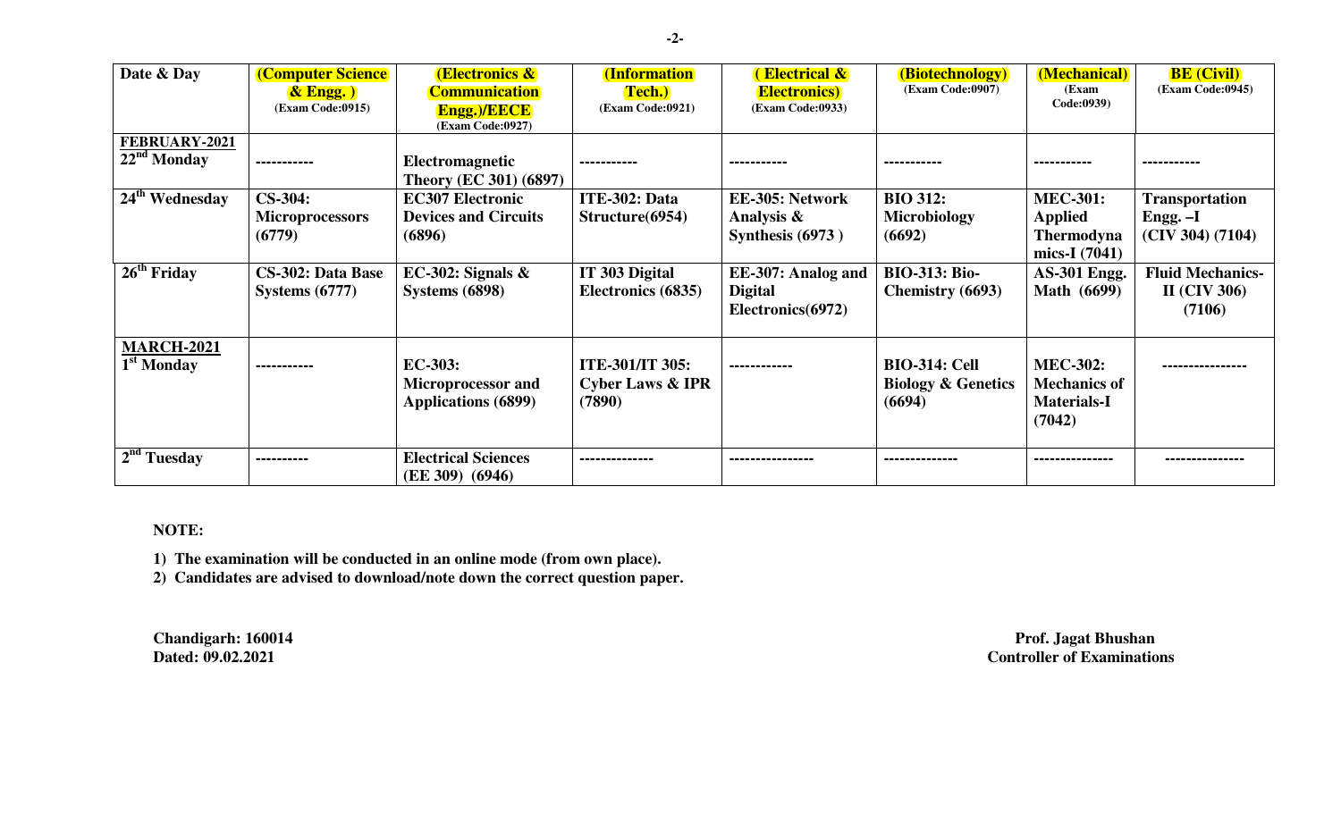| Date & Day | (Computer Science & Engg. ) (Exam Code:0915) | (Electronics & Communication Engg.)/EECE (Exam Code:0927) | (Information Tech.) (Exam Code:0921) | ( Electrical & Electronics) (Exam Code:0933) | (Biotechnology) (Exam Code:0907) | (Mechanical) (Exam Code:0939) | BE (Civil) (Exam Code:0945) |
|---|---|---|---|---|---|---|---|
| **FEBRUARY-2021** 22nd Monday | ----------- | **Electromagnetic Theory (EC 301) (6897)** | ----------- | ----------- | ----------- | ----------- | ----------- |
| 24th Wednesday | **CS-304: Microprocessors (6779)** | **EC307 Electronic Devices and Circuits (6896)** | **ITE-302: Data Structure(6954)** | **EE-305: Network Analysis & Synthesis (6973 )** | **BIO 312: Microbiology (6692)** | **MEC-301: Applied Thermodynamics-I (7041)** | **Transportation Engg. –I (CIV 304) (7104)** |
| 26th Friday | **CS-302: Data Base Systems (6777)** | **EC-302: Signals & Systems (6898)** | **IT 303 Digital Electronics (6835)** | **EE-307: Analog and Digital Electronics(6972)** | **BIO-313: Bio-Chemistry (6693)** | **AS-301 Engg. Math (6699)** | **Fluid Mechanics-II (CIV 306) (7106)** |
| **MARCH-2021** 1st Monday | ----------- | **EC-303: Microprocessor and Applications (6899)** | **ITE-301/IT 305: Cyber Laws & IPR (7890)** | ------------ | **BIO-314: Cell Biology & Genetics (6694)** | **MEC-302: Mechanics of Materials-I (7042)** | ---------------- |
| 2nd Tuesday | ---------- | **Electrical Sciences (EE 309) (6946)** | -------------- | ---------------- | -------------- | --------------- | --------------- |

**NOTE:**

1) **The examination will be conducted in an online mode (from own place).**
2) **Candidates are advised to download/note down the correct question paper.**

**Chandigarh: 160014**
**Dated: 09.02.2021**

**Prof. Jagat Bhushan**
**Controller of Examinations**